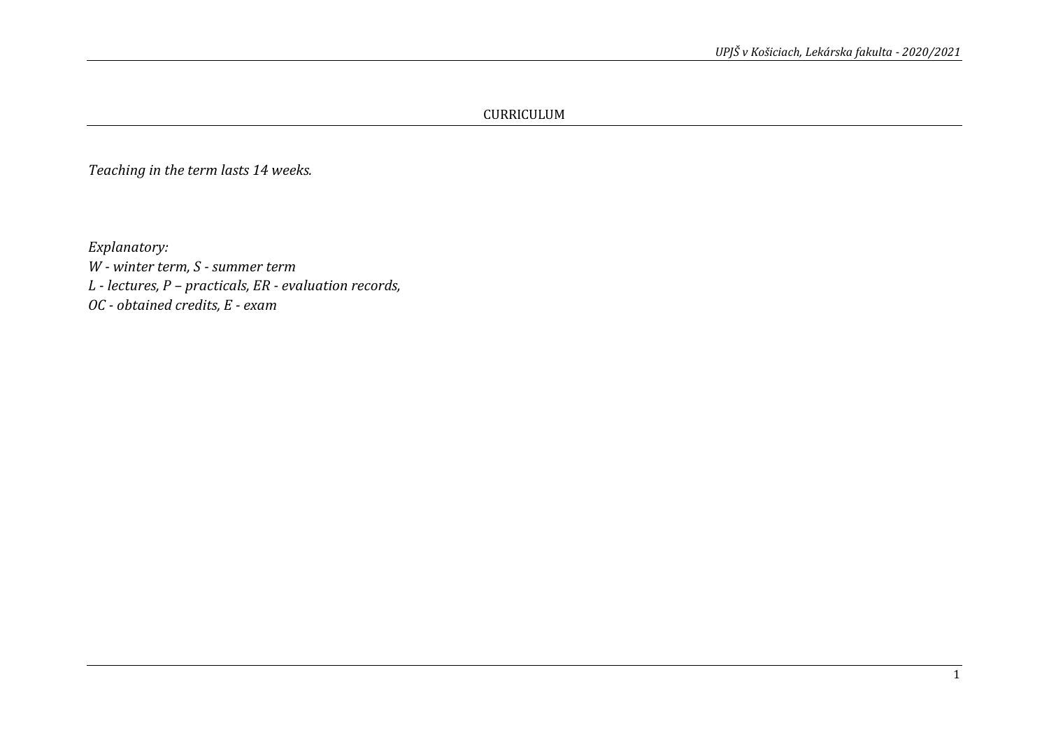# CURRICULUM

*Teaching in the term lasts 14 weeks.*

*Explanatory:*
*W - winter term, S - summer term*
*L - lectures, P – practicals, ER - evaluation records,*
*OC - obtained credits, E - exam*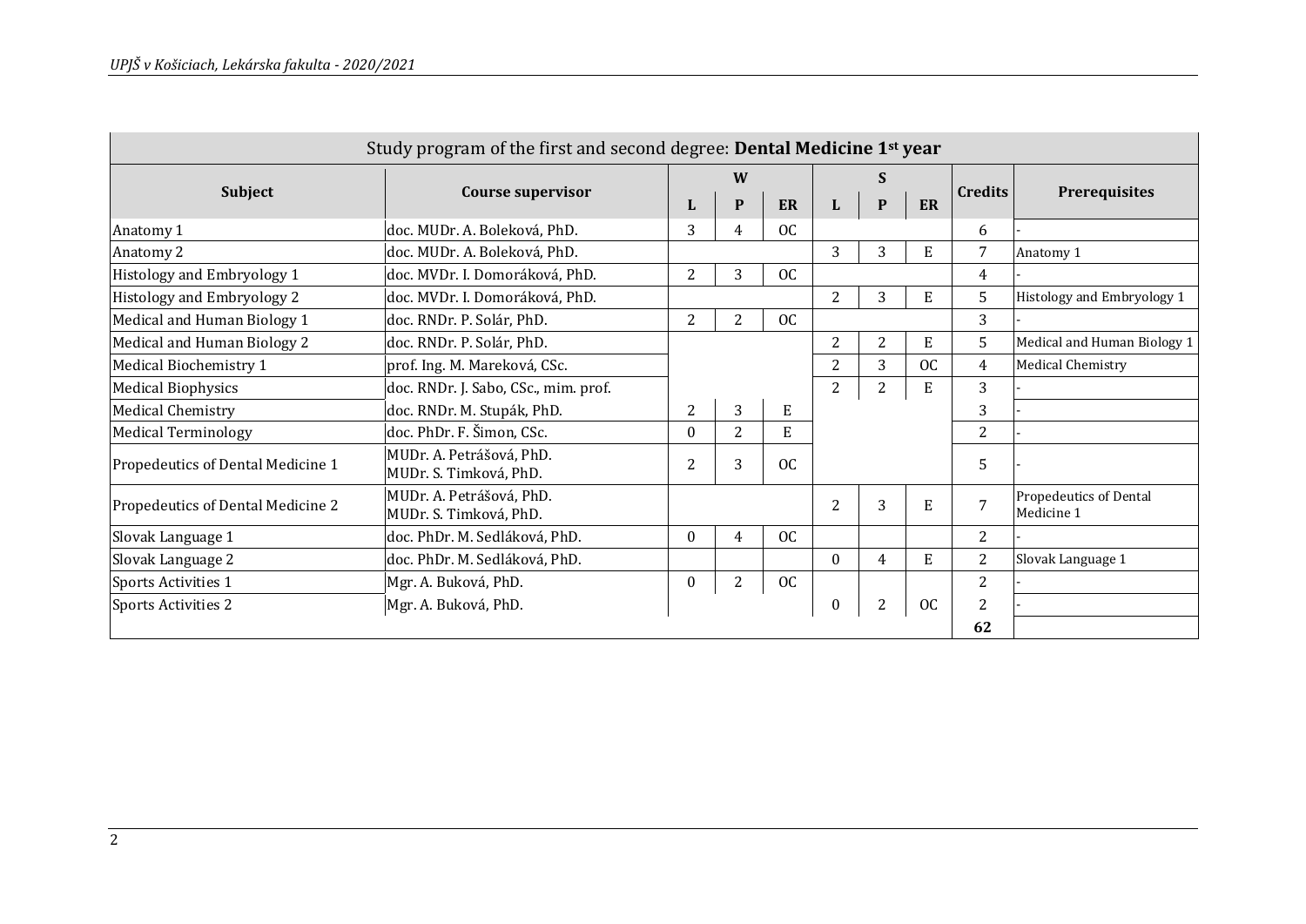| Study program of the first and second degree: **Dental Medicine 1st year** | | | | | | | | | | |
|---|---|---|---|---|---|---|---|---|---|---|
| **Subject** | **Course supervisor** | **W** | | | **S** | | | **Credits** | **Prerequisites** |
| | | **L** | **P** | **ER** | **L** | **P** | **ER** | | |
| Anatomy 1 | doc. MUDr. A. Boleková, PhD. | 3 | 4 | OC | | | | 6 | - |
| Anatomy 2 | doc. MUDr. A. Boleková, PhD. | | | | 3 | 3 | E | 7 | Anatomy 1 |
| Histology and Embryology 1 | doc. MVDr. I. Domoráková, PhD. | 2 | 3 | OC | | | | 4 | - |
| Histology and Embryology 2 | doc. MVDr. I. Domoráková, PhD. | | | | 2 | 3 | E | 5 | Histology and Embryology 1 |
| Medical and Human Biology 1 | doc. RNDr. P. Solár, PhD. | 2 | 2 | OC | | | | 3 | - |
| Medical and Human Biology 2 | doc. RNDr. P. Solár, PhD. | | | | 2 | 2 | E | 5 | Medical and Human Biology 1 |
| Medical Biochemistry 1 | prof. Ing. M. Mareková, CSc. | | | | 2 | 3 | OC | 4 | Medical Chemistry |
| Medical Biophysics | doc. RNDr. J. Sabo, CSc., mim. prof. | | | | 2 | 2 | E | 3 | - |
| Medical Chemistry | doc. RNDr. M. Stupák, PhD. | 2 | 3 | E | | | | 3 | - |
| Medical Terminology | doc. PhDr. F. Šimon, CSc. | 0 | 2 | E | | | | 2 | - |
| Propedeutics of Dental Medicine 1 | MUDr. A. Petrášová, PhD.<br>MUDr. S. Timková, PhD. | 2 | 3 | OC | | | | 5 | - |
| Propedeutics of Dental Medicine 2 | MUDr. A. Petrášová, PhD.<br>MUDr. S. Timková, PhD. | | | | 2 | 3 | E | 7 | Propedeutics of Dental Medicine 1 |
| Slovak Language 1 | doc. PhDr. M. Sedláková, PhD. | 0 | 4 | OC | | | | 2 | - |
| Slovak Language 2 | doc. PhDr. M. Sedláková, PhD. | | | | 0 | 4 | E | 2 | Slovak Language 1 |
| Sports Activities 1 | Mgr. A. Buková, PhD. | 0 | 2 | OC | | | | 2 | - |
| Sports Activities 2 | Mgr. A. Buková, PhD. | | | | 0 | 2 | OC | 2 | - |
| | | | | | | | | **62** | |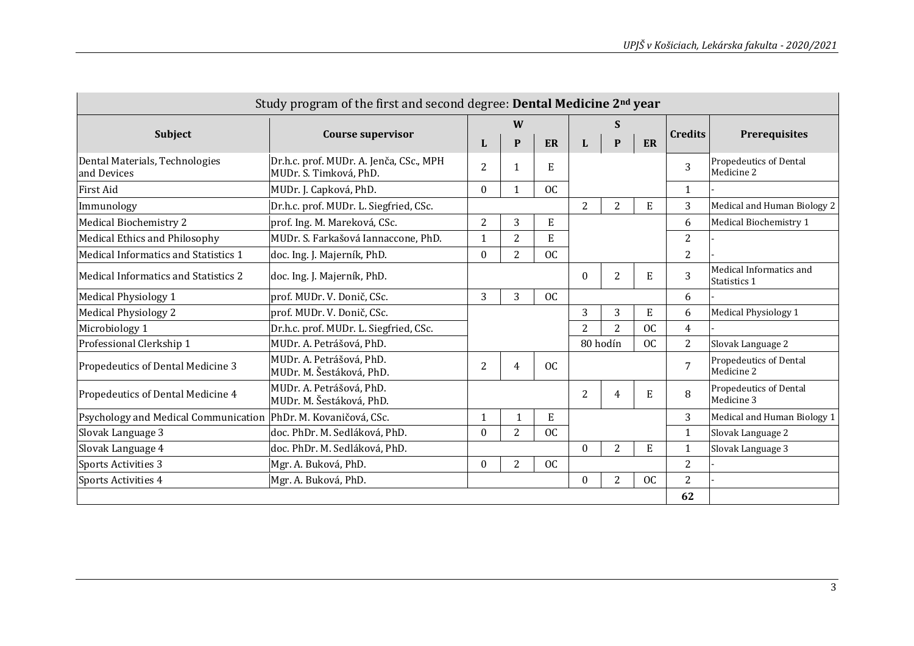| Study program of the first and second degree: **Dental Medicine 2nd year** | | | | | | | | | | |
|---|---|---|---|---|---|---|---|---|---|---|
| **Subject** | **Course supervisor** | **W** | | | **S** | | | **Credits** | **Prerequisites** |
| | | **L** | **P** | **ER** | **L** | **P** | **ER** | | |
| Dental Materials, Technologies and Devices | Dr.h.c. prof. MUDr. A. Jenča, CSc., MPH MUDr. S. Timková, PhD. | 2 | 1 | E | | | | 3 | Propedeutics of Dental Medicine 2 |
| First Aid | MUDr. J. Capková, PhD. | 0 | 1 | OC | | | | 1 | - |
| Immunology | Dr.h.c. prof. MUDr. L. Siegfried, CSc. | | | | 2 | 2 | E | 3 | Medical and Human Biology 2 |
| Medical Biochemistry 2 | prof. Ing. M. Mareková, CSc. | 2 | 3 | E | | | | 6 | Medical Biochemistry 1 |
| Medical Ethics and Philosophy | MUDr. S. Farkašová Iannaccone, PhD. | 1 | 2 | E | | | | 2 | - |
| Medical Informatics and Statistics 1 | doc. Ing. J. Majerník, PhD. | 0 | 2 | OC | | | | 2 | - |
| Medical Informatics and Statistics 2 | doc. Ing. J. Majerník, PhD. | | | | 0 | 2 | E | 3 | Medical Informatics and Statistics 1 |
| Medical Physiology 1 | prof. MUDr. V. Donič, CSc. | 3 | 3 | OC | | | | 6 | - |
| Medical Physiology 2 | prof. MUDr. V. Donič, CSc. | | | | 3 | 3 | E | 6 | Medical Physiology 1 |
| Microbiology 1 | Dr.h.c. prof. MUDr. L. Siegfried, CSc. | | | | 2 | 2 | OC | 4 | - |
| Professional Clerkship 1 | MUDr. A. Petrášová, PhD. | | | | 80 hodín | | OC | 2 | Slovak Language 2 |
| Propedeutics of Dental Medicine 3 | MUDr. A. Petrášová, PhD. MUDr. M. Šestáková, PhD. | 2 | 4 | OC | | | | 7 | Propedeutics of Dental Medicine 2 |
| Propedeutics of Dental Medicine 4 | MUDr. A. Petrášová, PhD. MUDr. M. Šestáková, PhD. | | | | 2 | 4 | E | 8 | Propedeutics of Dental Medicine 3 |
| Psychology and Medical Communication | PhDr. M. Kovaničová, CSc. | 1 | 1 | E | | | | 3 | Medical and Human Biology 1 |
| Slovak Language 3 | doc. PhDr. M. Sedláková, PhD. | 0 | 2 | OC | | | | 1 | Slovak Language 2 |
| Slovak Language 4 | doc. PhDr. M. Sedláková, PhD. | | | | 0 | 2 | E | 1 | Slovak Language 3 |
| Sports Activities 3 | Mgr. A. Buková, PhD. | 0 | 2 | OC | | | | 2 | - |
| Sports Activities 4 | Mgr. A. Buková, PhD. | | | | 0 | 2 | OC | 2 | - |
| | | | | | | | | **62** | |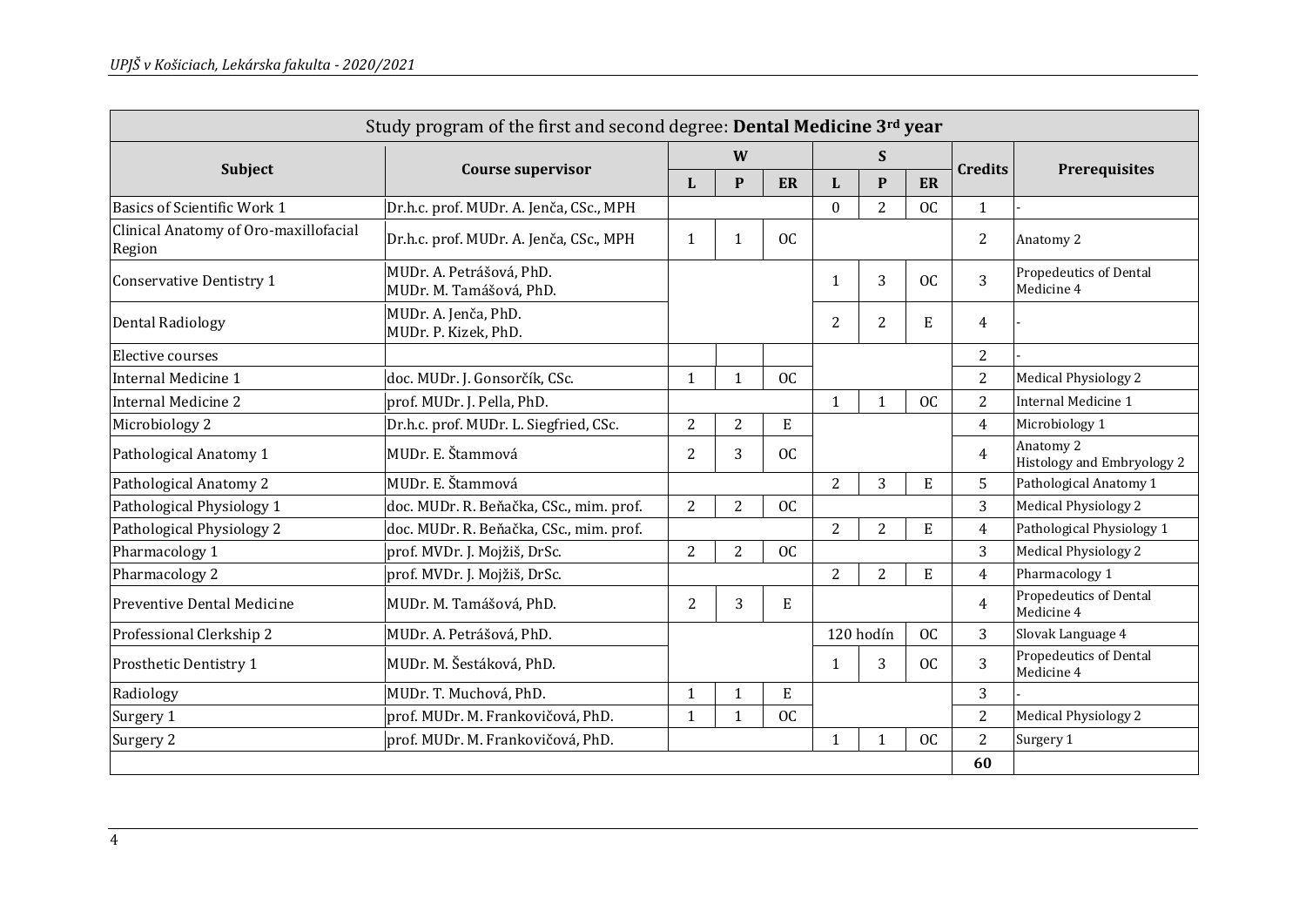| Study program of the first and second degree: **Dental Medicine 3rd year** | | | | | | | | | | |
|---|---|---|---|---|---|---|---|---|---|---|
| **Subject** | **Course supervisor** | **W** | | | **S** | | | **Credits** | **Prerequisites** |
| | | **L** | **P** | **ER** | **L** | **P** | **ER** | | |
| Basics of Scientific Work 1 | Dr.h.c. prof. MUDr. A. Jenča, CSc., MPH | | | | 0 | 2 | OC | 1 | - |
| Clinical Anatomy of Oro-maxillofacial Region | Dr.h.c. prof. MUDr. A. Jenča, CSc., MPH | 1 | 1 | OC | | | | 2 | Anatomy 2 |
| Conservative Dentistry 1 | MUDr. A. Petrášová, PhD.<br>MUDr. M. Tamášová, PhD. | | | | 1 | 3 | OC | 3 | Propedeutics of Dental Medicine 4 |
| Dental Radiology | MUDr. A. Jenča, PhD.<br>MUDr. P. Kizek, PhD. | | | | 2 | 2 | E | 4 | - |
| Elective courses | | | | | | | | 2 | - |
| Internal Medicine 1 | doc. MUDr. J. Gonsorčík, CSc. | 1 | 1 | OC | | | | 2 | Medical Physiology 2 |
| Internal Medicine 2 | prof. MUDr. J. Pella, PhD. | | | | 1 | 1 | OC | 2 | Internal Medicine 1 |
| Microbiology 2 | Dr.h.c. prof. MUDr. L. Siegfried, CSc. | 2 | 2 | E | | | | 4 | Microbiology 1 |
| Pathological Anatomy 1 | MUDr. E. Štammová | 2 | 3 | OC | | | | 4 | Anatomy 2<br>Histology and Embryology 2 |
| Pathological Anatomy 2 | MUDr. E. Štammová | | | | 2 | 3 | E | 5 | Pathological Anatomy 1 |
| Pathological Physiology 1 | doc. MUDr. R. Beňačka, CSc., mim. prof. | 2 | 2 | OC | | | | 3 | Medical Physiology 2 |
| Pathological Physiology 2 | doc. MUDr. R. Beňačka, CSc., mim. prof. | | | | 2 | 2 | E | 4 | Pathological Physiology 1 |
| Pharmacology 1 | prof. MVDr. J. Mojžiš, DrSc. | 2 | 2 | OC | | | | 3 | Medical Physiology 2 |
| Pharmacology 2 | prof. MVDr. J. Mojžiš, DrSc. | | | | 2 | 2 | E | 4 | Pharmacology 1 |
| Preventive Dental Medicine | MUDr. M. Tamášová, PhD. | 2 | 3 | E | | | | 4 | Propedeutics of Dental Medicine 4 |
| Professional Clerkship 2 | MUDr. A. Petrášová, PhD. | | | | 120 hodín | | OC | 3 | Slovak Language 4 |
| Prosthetic Dentistry 1 | MUDr. M. Šestáková, PhD. | | | | 1 | 3 | OC | 3 | Propedeutics of Dental Medicine 4 |
| Radiology | MUDr. T. Muchová, PhD. | 1 | 1 | E | | | | 3 | - |
| Surgery 1 | prof. MUDr. M. Frankovičová, PhD. | 1 | 1 | OC | | | | 2 | Medical Physiology 2 |
| Surgery 2 | prof. MUDr. M. Frankovičová, PhD. | | | | 1 | 1 | OC | 2 | Surgery 1 |
| | | | | | | | | **60** | |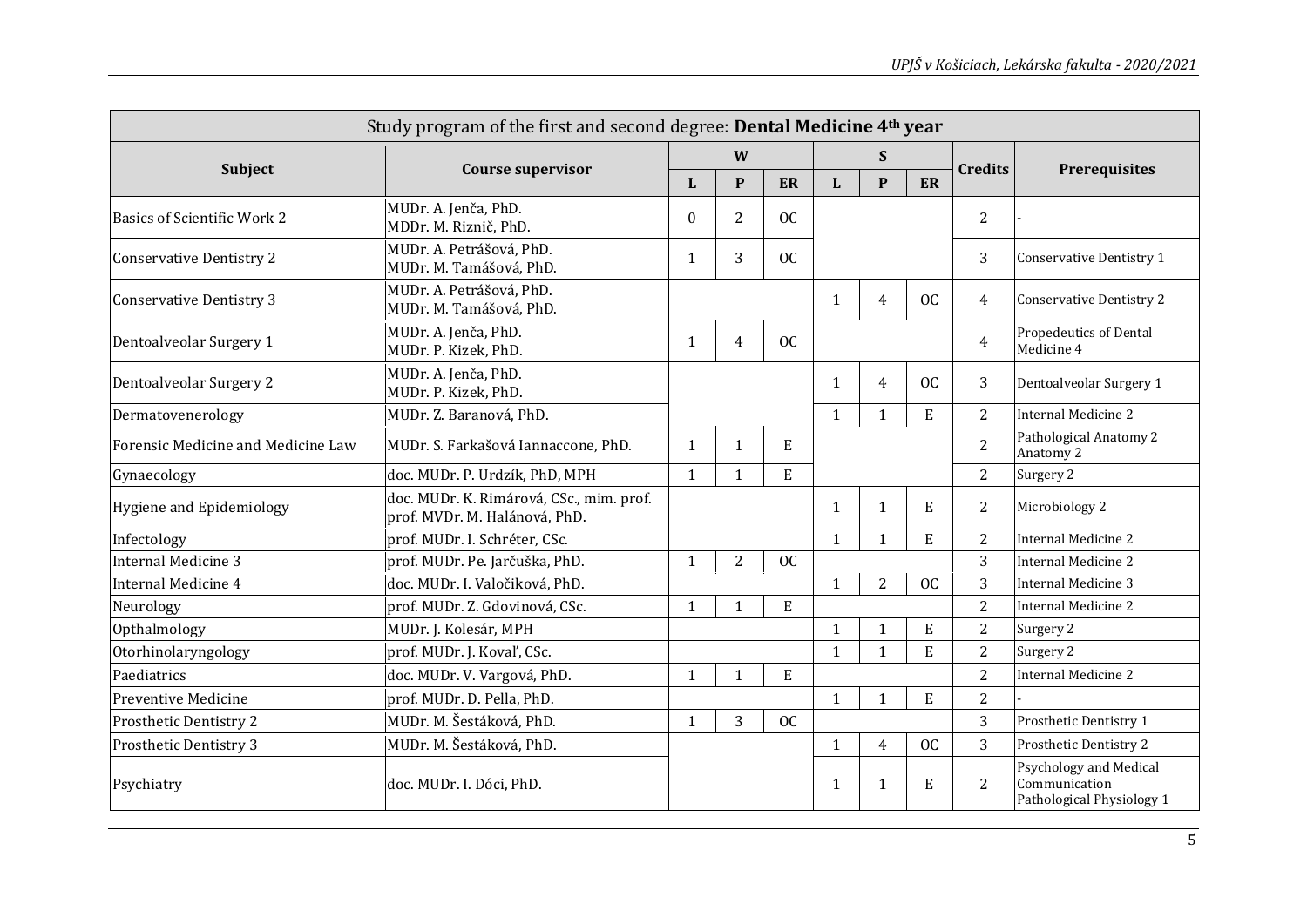| Study program of the first and second degree: **Dental Medicine 4th year** | | | | | | | | | | |
|---|---|---|---|---|---|---|---|---|---|---|
| **Subject** | **Course supervisor** | **W** | | | **S** | | | **Credits** | **Prerequisites** |
| | | **L** | **P** | **ER** | **L** | **P** | **ER** | | |
| Basics of Scientific Work 2 | MUDr. A. Jenča, PhD.<br>MDDr. M. Riznič, PhD. | 0 | 2 | OC | | | | 2 | - |
| Conservative Dentistry 2 | MUDr. A. Petrášová, PhD.<br>MUDr. M. Tamášová, PhD. | 1 | 3 | OC | | | | 3 | Conservative Dentistry 1 |
| Conservative Dentistry 3 | MUDr. A. Petrášová, PhD.<br>MUDr. M. Tamášová, PhD. | | | | 1 | 4 | OC | 4 | Conservative Dentistry 2 |
| Dentoalveolar Surgery 1 | MUDr. A. Jenča, PhD.<br>MUDr. P. Kizek, PhD. | 1 | 4 | OC | | | | 4 | Propedeutics of Dental Medicine 4 |
| Dentoalveolar Surgery 2 | MUDr. A. Jenča, PhD.<br>MUDr. P. Kizek, PhD. | | | | 1 | 4 | OC | 3 | Dentoalveolar Surgery 1 |
| Dermatovenerology | MUDr. Z. Baranová, PhD. | | | | 1 | 1 | E | 2 | Internal Medicine 2 |
| Forensic Medicine and Medicine Law | MUDr. S. Farkašová Iannaccone, PhD. | 1 | 1 | E | | | | 2 | Pathological Anatomy 2<br>Anatomy 2 |
| Gynaecology | doc. MUDr. P. Urdzík, PhD, MPH | 1 | 1 | E | | | | 2 | Surgery 2 |
| Hygiene and Epidemiology | doc. MUDr. K. Rimárová, CSc., mim. prof.<br>prof. MVDr. M. Halánová, PhD. | | | | 1 | 1 | E | 2 | Microbiology 2 |
| Infectology | prof. MUDr. I. Schréter, CSc. | | | | 1 | 1 | E | 2 | Internal Medicine 2 |
| Internal Medicine 3 | prof. MUDr. Pe. Jarčuška, PhD. | 1 | 2 | OC | | | | 3 | Internal Medicine 2 |
| Internal Medicine 4 | doc. MUDr. I. Valočiková, PhD. | | | | 1 | 2 | OC | 3 | Internal Medicine 3 |
| Neurology | prof. MUDr. Z. Gdovinová, CSc. | 1 | 1 | E | | | | 2 | Internal Medicine 2 |
| Opthalmology | MUDr. J. Kolesár, MPH | | | | 1 | 1 | E | 2 | Surgery 2 |
| Otorhinolaryngology | prof. MUDr. J. Koval', CSc. | | | | 1 | 1 | E | 2 | Surgery 2 |
| Paediatrics | doc. MUDr. V. Vargová, PhD. | 1 | 1 | E | | | | 2 | Internal Medicine 2 |
| Preventive Medicine | prof. MUDr. D. Pella, PhD. | | | | 1 | 1 | E | 2 | - |
| Prosthetic Dentistry 2 | MUDr. M. Šestáková, PhD. | 1 | 3 | OC | | | | 3 | Prosthetic Dentistry 1 |
| Prosthetic Dentistry 3 | MUDr. M. Šestáková, PhD. | | | | 1 | 4 | OC | 3 | Prosthetic Dentistry 2 |
| Psychiatry | doc. MUDr. I. Dóci, PhD. | | | | 1 | 1 | E | 2 | Psychology and Medical Communication<br>Pathological Physiology 1 |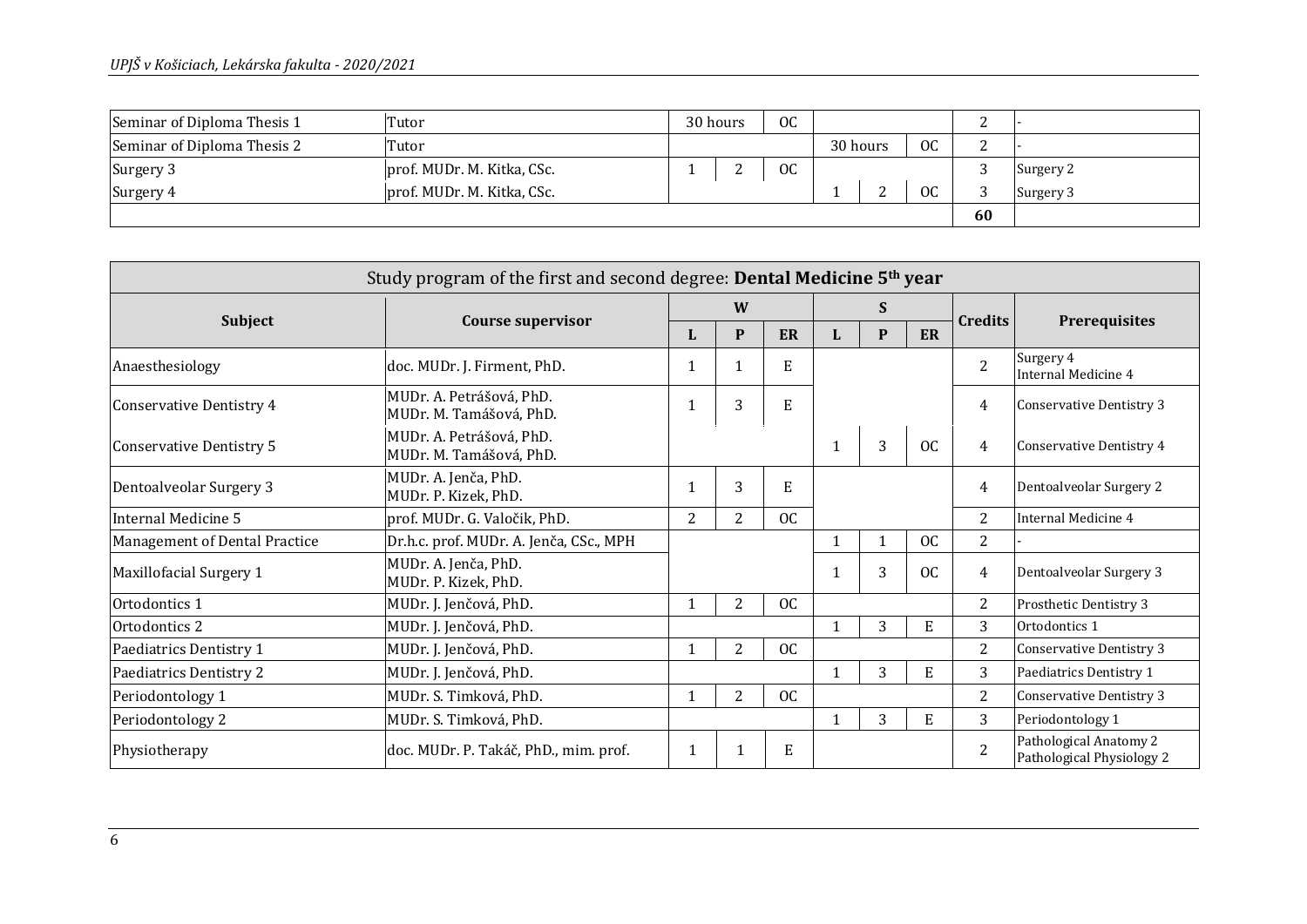| | | | | | | | | | |
|---|---|---|---|---|---|---|---|---|---|
| Seminar of Diploma Thesis 1 | Tutor | 30 hours | | OC | | | | 2 | - |
| Seminar of Diploma Thesis 2 | Tutor | | | | 30 hours | | OC | 2 | - |
| Surgery 3 | prof. MUDr. M. Kitka, CSc. | 1 | 2 | OC | | | | 3 | Surgery 2 |
| Surgery 4 | prof. MUDr. M. Kitka, CSc. | | | | 1 | 2 | OC | 3 | Surgery 3 |
| | | | | | | | | **60** | |

| Study program of the first and second degree: **Dental Medicine 5th year** | | | | | | | | | |
|---|---|---|---|---|---|---|---|---|---|
| **Subject** | **Course supervisor** | **W** | | | **S** | | | **Credits** | **Prerequisites** |
| | | **L** | **P** | **ER** | **L** | **P** | **ER** | | |
| Anaesthesiology | doc. MUDr. J. Firment, PhD. | 1 | 1 | E | | | | 2 | Surgery 4<br>Internal Medicine 4 |
| Conservative Dentistry 4 | MUDr. A. Petrášová, PhD.<br>MUDr. M. Tamášová, PhD. | 1 | 3 | E | | | | 4 | Conservative Dentistry 3 |
| Conservative Dentistry 5 | MUDr. A. Petrášová, PhD.<br>MUDr. M. Tamášová, PhD. | | | | 1 | 3 | OC | 4 | Conservative Dentistry 4 |
| Dentoalveolar Surgery 3 | MUDr. A. Jenča, PhD.<br>MUDr. P. Kizek, PhD. | 1 | 3 | E | | | | 4 | Dentoalveolar Surgery 2 |
| Internal Medicine 5 | prof. MUDr. G. Valočik, PhD. | 2 | 2 | OC | | | | 2 | Internal Medicine 4 |
| Management of Dental Practice | Dr.h.c. prof. MUDr. A. Jenča, CSc., MPH | | | | 1 | 1 | OC | 2 | - |
| Maxillofacial Surgery 1 | MUDr. A. Jenča, PhD.<br>MUDr. P. Kizek, PhD. | | | | 1 | 3 | OC | 4 | Dentoalveolar Surgery 3 |
| Ortodontics 1 | MUDr. J. Jenčová, PhD. | 1 | 2 | OC | | | | 2 | Prosthetic Dentistry 3 |
| Ortodontics 2 | MUDr. J. Jenčová, PhD. | | | | 1 | 3 | E | 3 | Ortodontics 1 |
| Paediatrics Dentistry 1 | MUDr. J. Jenčová, PhD. | 1 | 2 | OC | | | | 2 | Conservative Dentistry 3 |
| Paediatrics Dentistry 2 | MUDr. J. Jenčová, PhD. | | | | 1 | 3 | E | 3 | Paediatrics Dentistry 1 |
| Periodontology 1 | MUDr. S. Timková, PhD. | 1 | 2 | OC | | | | 2 | Conservative Dentistry 3 |
| Periodontology 2 | MUDr. S. Timková, PhD. | | | | 1 | 3 | E | 3 | Periodontology 1 |
| Physiotherapy | doc. MUDr. P. Takáč, PhD., mim. prof. | 1 | 1 | E | | | | 2 | Pathological Anatomy 2<br>Pathological Physiology 2 |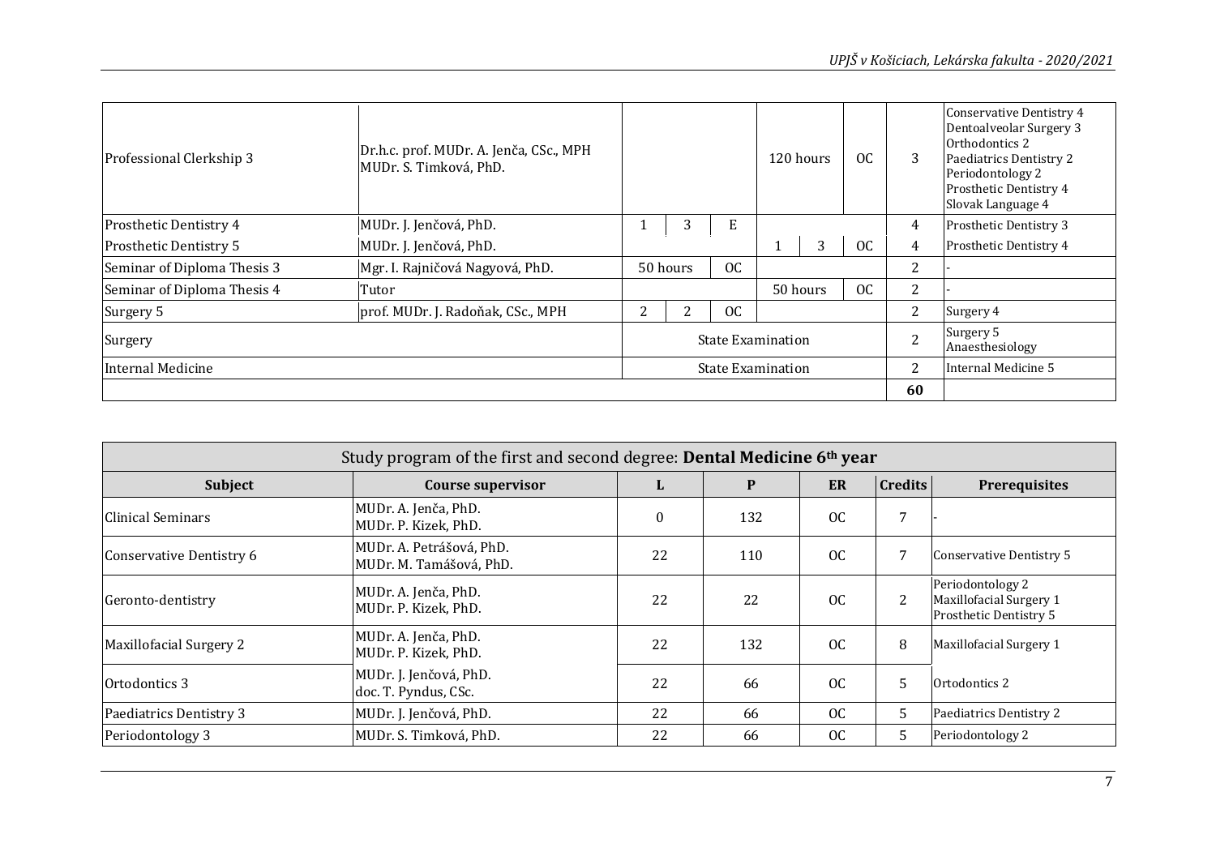| Subject | Course supervisor | L | P | ER | L | P | ER | Credits | Prerequisites |
|---|---|---|---|---|---|---|---|---|---|
| Professional Clerkship 3 | Dr.h.c. prof. MUDr. A. Jenča, CSc., MPH<br>MUDr. S. Timková, PhD. | | | | 120 hours | | OC | 3 | Conservative Dentistry 4<br>Dentoalveolar Surgery 3<br>Orthodontics 2<br>Paediatrics Dentistry 2<br>Periodontology 2<br>Prosthetic Dentistry 4<br>Slovak Language 4 |
| Prosthetic Dentistry 4 | MUDr. J. Jenčová, PhD. | 1 | 3 | E | | | | 4 | Prosthetic Dentistry 3 |
| Prosthetic Dentistry 5 | MUDr. J. Jenčová, PhD. | | | | 1 | 3 | OC | 4 | Prosthetic Dentistry 4 |
| Seminar of Diploma Thesis 3 | Mgr. I. Rajničová Nagyová, PhD. | 50 hours | | OC | | | | 2 | - |
| Seminar of Diploma Thesis 4 | Tutor | | | | 50 hours | | OC | 2 | - |
| Surgery 5 | prof. MUDr. J. Radoňak, CSc., MPH | 2 | 2 | OC | | | | 2 | Surgery 4 |
| Surgery | | State Examination | | | | | | 2 | Surgery 5<br>Anaesthesiology |
| Internal Medicine | | State Examination | | | | | | 2 | Internal Medicine 5 |
| | | | | | | | | 60 | |

| Study program of the first and second degree: **Dental Medicine 6th year** | | | | | | |
|---|---|---|---|---|---|---|
| **Subject** | **Course supervisor** | **L** | **P** | **ER** | **Credits** | **Prerequisites** |
| Clinical Seminars | MUDr. A. Jenča, PhD.<br>MUDr. P. Kizek, PhD. | 0 | 132 | OC | 7 | - |
| Conservative Dentistry 6 | MUDr. A. Petrášová, PhD.<br>MUDr. M. Tamášová, PhD. | 22 | 110 | OC | 7 | Conservative Dentistry 5 |
| Geronto-dentistry | MUDr. A. Jenča, PhD.<br>MUDr. P. Kizek, PhD. | 22 | 22 | OC | 2 | Periodontology 2<br>Maxillofacial Surgery 1<br>Prosthetic Dentistry 5 |
| Maxillofacial Surgery 2 | MUDr. A. Jenča, PhD.<br>MUDr. P. Kizek, PhD. | 22 | 132 | OC | 8 | Maxillofacial Surgery 1 |
| Ortodontics 3 | MUDr. J. Jenčová, PhD.<br>doc. T. Pyndus, CSc. | 22 | 66 | OC | 5 | Ortodontics 2 |
| Paediatrics Dentistry 3 | MUDr. J. Jenčová, PhD. | 22 | 66 | OC | 5 | Paediatrics Dentistry 2 |
| Periodontology 3 | MUDr. S. Timková, PhD. | 22 | 66 | OC | 5 | Periodontology 2 |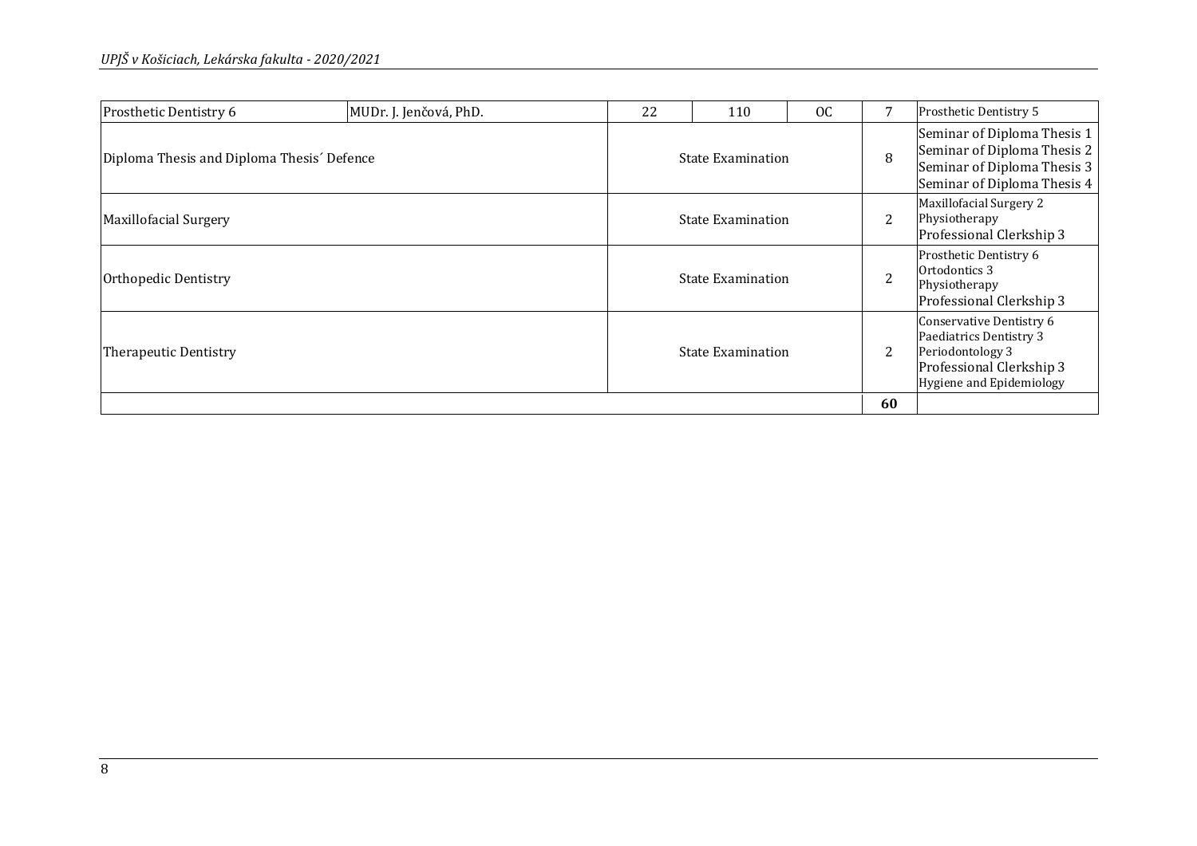| | | | | | | |
|---|---|---|---|---|---|---|
| Prosthetic Dentistry 6 | MUDr. J. Jenčová, PhD. | 22 | 110 | OC | 7 | Prosthetic Dentistry 5 |
| Diploma Thesis and Diploma Thesis´ Defence | | State Examination | | | 8 | Seminar of Diploma Thesis 1<br>Seminar of Diploma Thesis 2<br>Seminar of Diploma Thesis 3<br>Seminar of Diploma Thesis 4 |
| Maxillofacial Surgery | | State Examination | | | 2 | Maxillofacial Surgery 2<br>Physiotherapy<br>Professional Clerkship 3 |
| Orthopedic Dentistry | | State Examination | | | 2 | Prosthetic Dentistry 6<br>Ortodontics 3<br>Physiotherapy<br>Professional Clerkship 3 |
| Therapeutic Dentistry | | State Examination | | | 2 | Conservative Dentistry 6<br>Paediatrics Dentistry 3<br>Periodontology 3<br>Professional Clerkship 3<br>Hygiene and Epidemiology |
| | | | | | **60** | |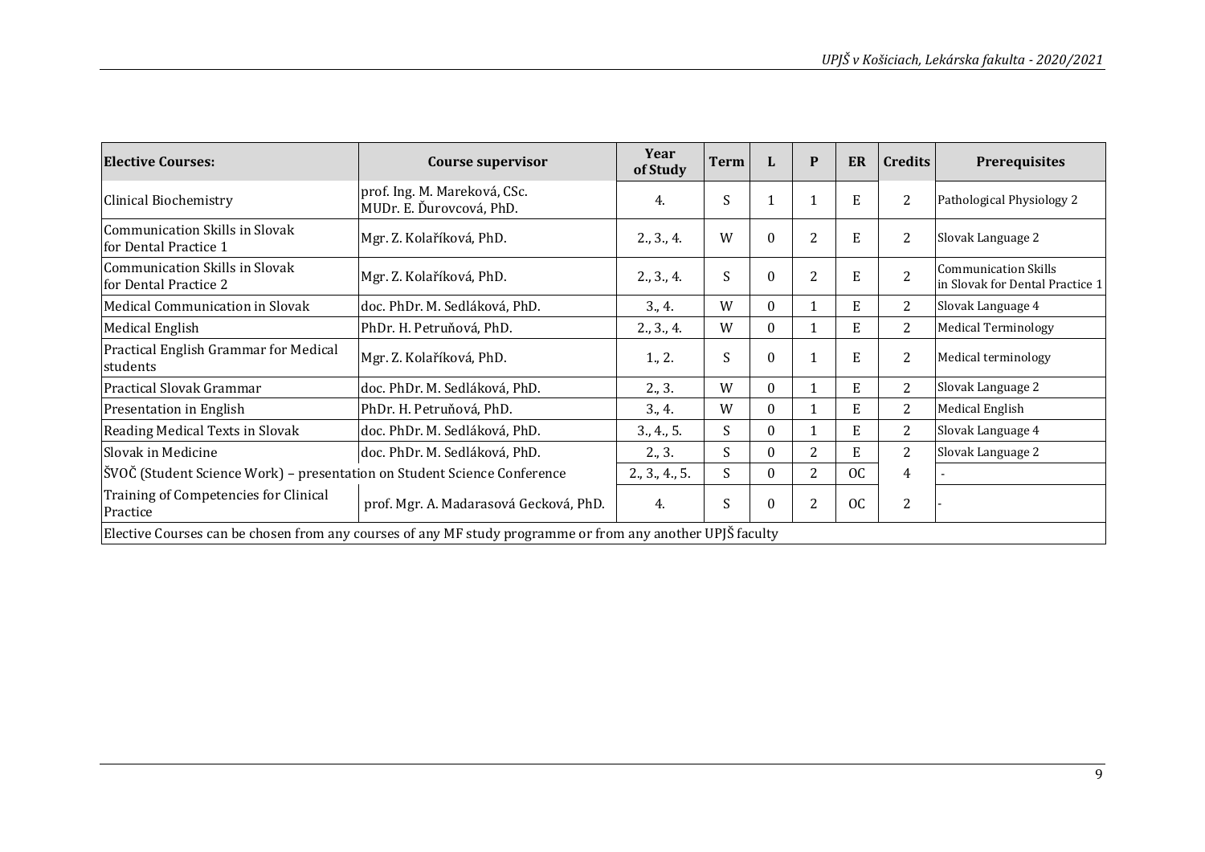| Elective Courses: | Course supervisor | Year of Study | Term | L | P | ER | Credits | Prerequisites |
|---|---|---|---|---|---|---|---|---|
| Clinical Biochemistry | prof. Ing. M. Mareková, CSc. MUDr. E. Ďurovcová, PhD. | 4. | S | 1 | 1 | E | 2 | Pathological Physiology 2 |
| Communication Skills in Slovak for Dental Practice 1 | Mgr. Z. Kolaříková, PhD. | 2., 3., 4. | W | 0 | 2 | E | 2 | Slovak Language 2 |
| Communication Skills in Slovak for Dental Practice 2 | Mgr. Z. Kolaříková, PhD. | 2., 3., 4. | S | 0 | 2 | E | 2 | Communication Skills in Slovak for Dental Practice 1 |
| Medical Communication in Slovak | doc. PhDr. M. Sedláková, PhD. | 3., 4. | W | 0 | 1 | E | 2 | Slovak Language 4 |
| Medical English | PhDr. H. Petruňová, PhD. | 2., 3., 4. | W | 0 | 1 | E | 2 | Medical Terminology |
| Practical English Grammar for Medical students | Mgr. Z. Kolaříková, PhD. | 1., 2. | S | 0 | 1 | E | 2 | Medical terminology |
| Practical Slovak Grammar | doc. PhDr. M. Sedláková, PhD. | 2., 3. | W | 0 | 1 | E | 2 | Slovak Language 2 |
| Presentation in English | PhDr. H. Petruňová, PhD. | 3., 4. | W | 0 | 1 | E | 2 | Medical English |
| Reading Medical Texts in Slovak | doc. PhDr. M. Sedláková, PhD. | 3., 4., 5. | S | 0 | 1 | E | 2 | Slovak Language 4 |
| Slovak in Medicine | doc. PhDr. M. Sedláková, PhD. | 2., 3. | S | 0 | 2 | E | 2 | Slovak Language 2 |
| ŠVOČ (Student Science Work) – presentation on Student Science Conference | | 2., 3., 4., 5. | S | 0 | 2 | OC | 4 | - |
| Training of Competencies for Clinical Practice | prof. Mgr. A. Madarasová Gecková, PhD. | 4. | S | 0 | 2 | OC | 2 | - |
| Elective Courses can be chosen from any courses of any MF study programme or from any another UPJŠ faculty | | | | | | | | |